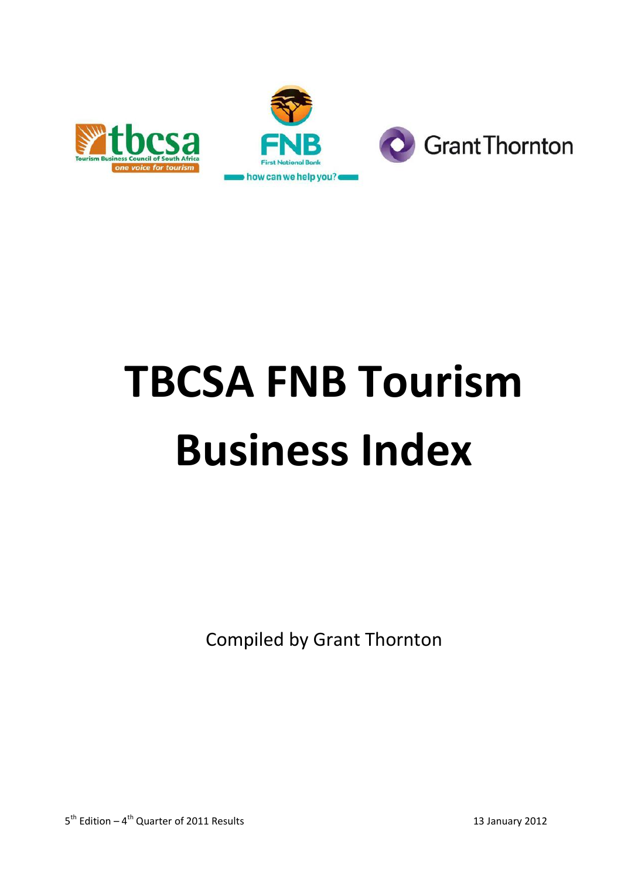# TBCSA FNB Tourism Business Index

Compiled by Grant Thornton

5th Edition – 4th Quarter of 2011 Results

13 January 2012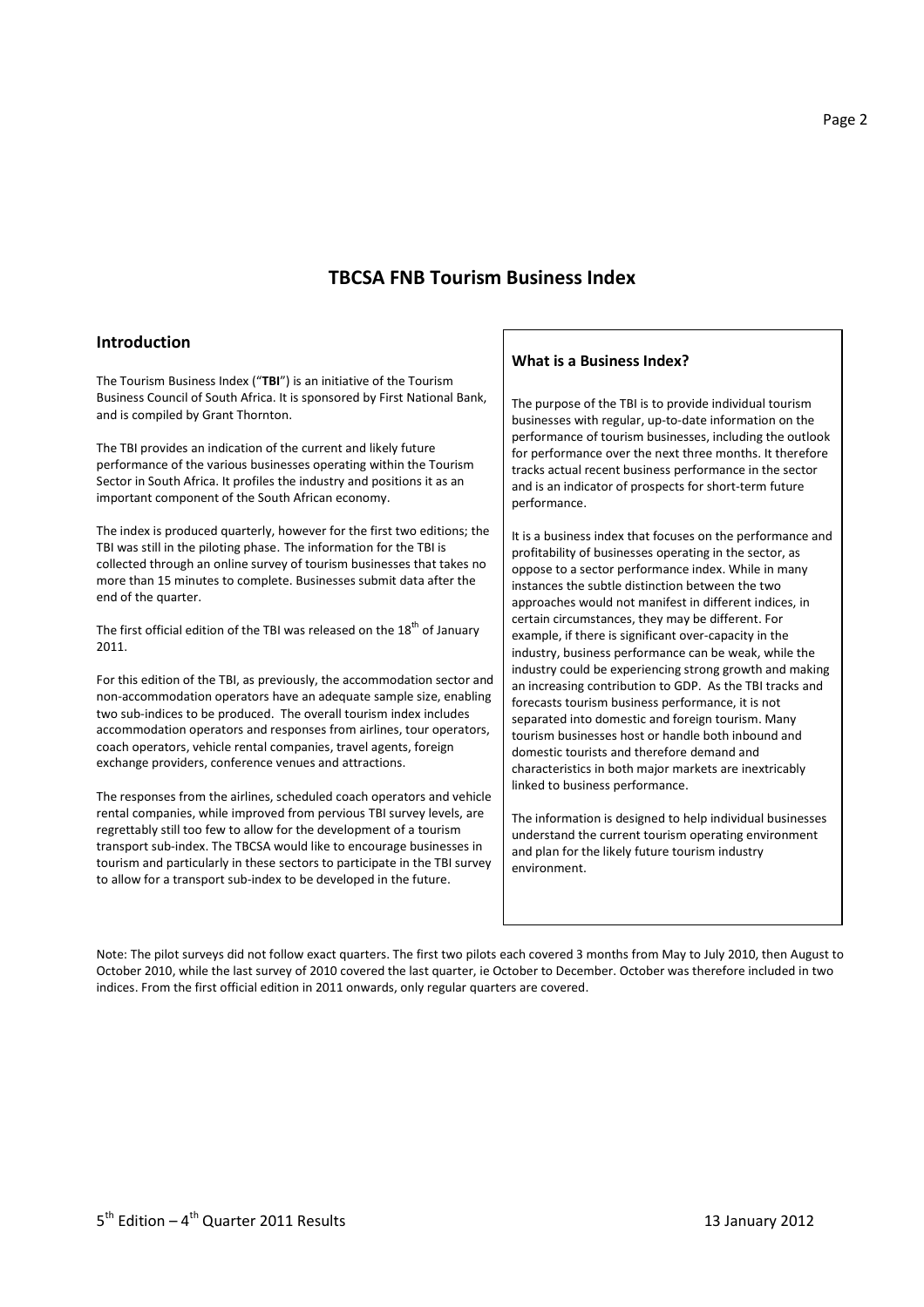# TBCSA FNB Tourism Business Index

## Introduction

The Tourism Business Index ("**TBI**") is an initiative of the Tourism Business Council of South Africa. It is sponsored by First National Bank, and is compiled by Grant Thornton.

The TBI provides an indication of the current and likely future performance of the various businesses operating within the Tourism Sector in South Africa. It profiles the industry and positions it as an important component of the South African economy.

The index is produced quarterly, however for the first two editions; the TBI was still in the piloting phase. The information for the TBI is collected through an online survey of tourism businesses that takes no more than 15 minutes to complete. Businesses submit data after the end of the quarter.

The first official edition of the TBI was released on the 18th of January 2011.

For this edition of the TBI, as previously, the accommodation sector and non-accommodation operators have an adequate sample size, enabling two sub-indices to be produced. The overall tourism index includes accommodation operators and responses from airlines, tour operators, coach operators, vehicle rental companies, travel agents, foreign exchange providers, conference venues and attractions.

The responses from the airlines, scheduled coach operators and vehicle rental companies, while improved from pervious TBI survey levels, are regrettably still too few to allow for the development of a tourism transport sub-index. The TBCSA would like to encourage businesses in tourism and particularly in these sectors to participate in the TBI survey to allow for a transport sub-index to be developed in the future.

### What is a Business Index?

The purpose of the TBI is to provide individual tourism businesses with regular, up-to-date information on the performance of tourism businesses, including the outlook for performance over the next three months. It therefore tracks actual recent business performance in the sector and is an indicator of prospects for short-term future performance.

It is a business index that focuses on the performance and profitability of businesses operating in the sector, as oppose to a sector performance index. While in many instances the subtle distinction between the two approaches would not manifest in different indices, in certain circumstances, they may be different. For example, if there is significant over-capacity in the industry, business performance can be weak, while the industry could be experiencing strong growth and making an increasing contribution to GDP. As the TBI tracks and forecasts tourism business performance, it is not separated into domestic and foreign tourism. Many tourism businesses host or handle both inbound and domestic tourists and therefore demand and characteristics in both major markets are inextricably linked to business performance.

The information is designed to help individual businesses understand the current tourism operating environment and plan for the likely future tourism industry environment.

Note: The pilot surveys did not follow exact quarters. The first two pilots each covered 3 months from May to July 2010, then August to October 2010, while the last survey of 2010 covered the last quarter, ie October to December. October was therefore included in two indices. From the first official edition in 2011 onwards, only regular quarters are covered.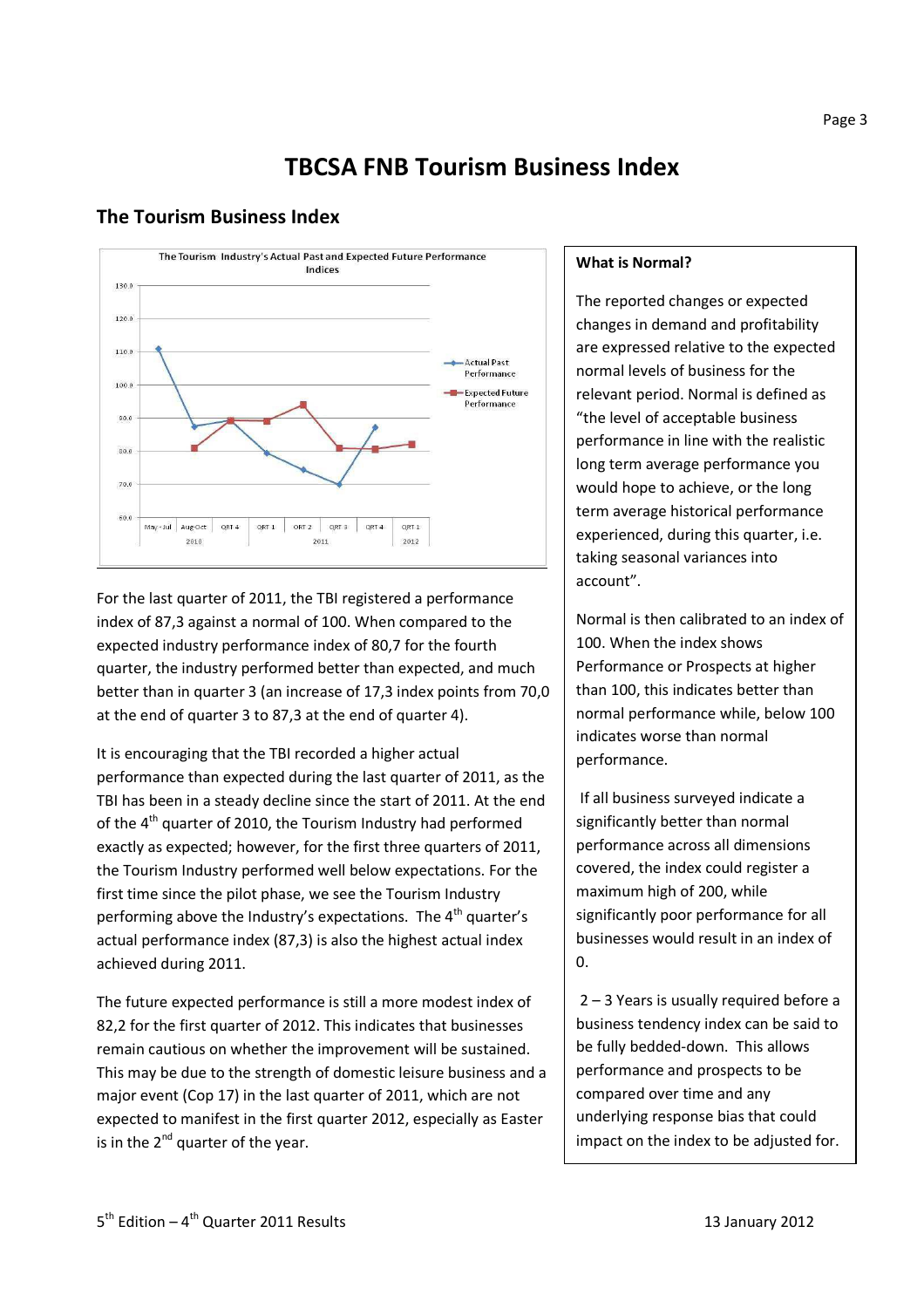# TBCSA FNB Tourism Business Index

## The Tourism Business Index

For the last quarter of 2011, the TBI registered a performance index of 87,3 against a normal of 100. When compared to the expected industry performance index of 80,7 for the fourth quarter, the industry performed better than expected, and much better than in quarter 3 (an increase of 17,3 index points from 70,0 at the end of quarter 3 to 87,3 at the end of quarter 4).

It is encouraging that the TBI recorded a higher actual performance than expected during the last quarter of 2011, as the TBI has been in a steady decline since the start of 2011. At the end of the 4th quarter of 2010, the Tourism Industry had performed exactly as expected; however, for the first three quarters of 2011, the Tourism Industry performed well below expectations. For the first time since the pilot phase, we see the Tourism Industry performing above the Industry's expectations. The 4th quarter's actual performance index (87,3) is also the highest actual index achieved during 2011.

The future expected performance is still a more modest index of 82,2 for the first quarter of 2012. This indicates that businesses remain cautious on whether the improvement will be sustained. This may be due to the strength of domestic leisure business and a major event (Cop 17) in the last quarter of 2011, which are not expected to manifest in the first quarter 2012, especially as Easter is in the 2nd quarter of the year.

**What is Normal?**

The reported changes or expected changes in demand and profitability are expressed relative to the expected normal levels of business for the relevant period. Normal is defined as "the level of acceptable business performance in line with the realistic long term average performance you would hope to achieve, or the long term average historical performance experienced, during this quarter, i.e. taking seasonal variances into account".

Normal is then calibrated to an index of 100. When the index shows Performance or Prospects at higher than 100, this indicates better than normal performance while, below 100 indicates worse than normal performance.

If all business surveyed indicate a significantly better than normal performance across all dimensions covered, the index could register a maximum high of 200, while significantly poor performance for all businesses would result in an index of 0.

2 – 3 Years is usually required before a business tendency index can be said to be fully bedded-down. This allows performance and prospects to be compared over time and any underlying response bias that could impact on the index to be adjusted for.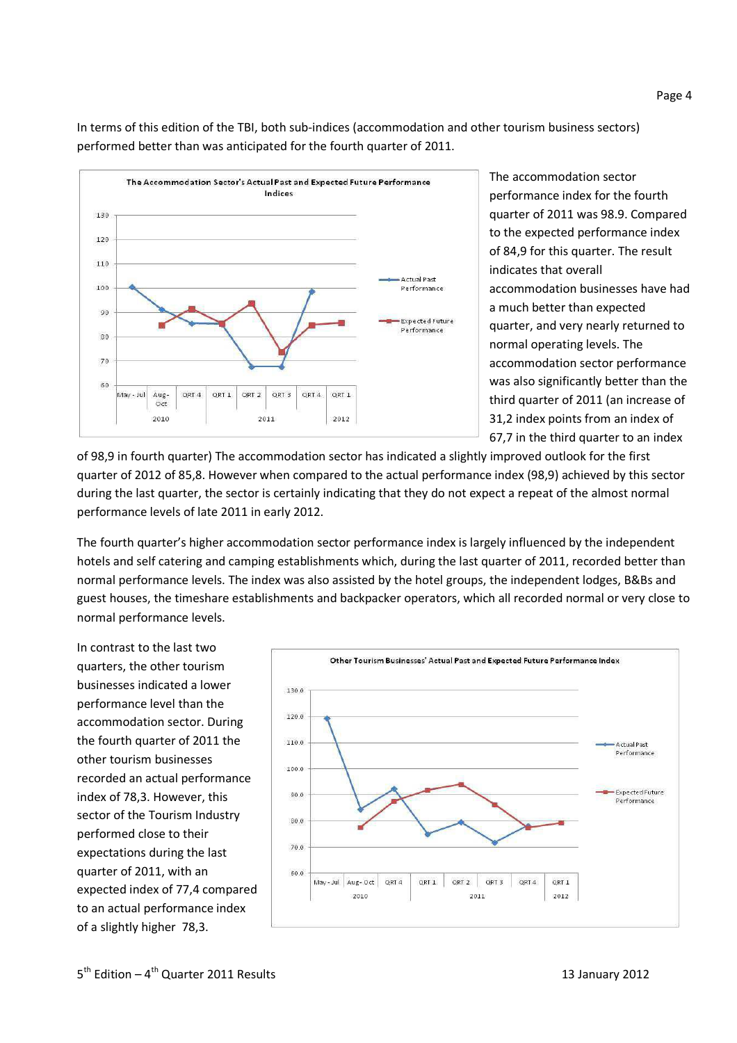In terms of this edition of the TBI, both sub-indices (accommodation and other tourism business sectors) performed better than was anticipated for the fourth quarter of 2011.

The accommodation sector performance index for the fourth quarter of 2011 was 98.9. Compared to the expected performance index of 84,9 for this quarter. The result indicates that overall accommodation businesses have had a much better than expected quarter, and very nearly returned to normal operating levels. The accommodation sector performance was also significantly better than the third quarter of 2011 (an increase of 31,2 index points from an index of 67,7 in the third quarter to an index of 98,9 in fourth quarter) The accommodation sector has indicated a slightly improved outlook for the first quarter of 2012 of 85,8. However when compared to the actual performance index (98,9) achieved by this sector during the last quarter, the sector is certainly indicating that they do not expect a repeat of the almost normal performance levels of late 2011 in early 2012.

The fourth quarter's higher accommodation sector performance index is largely influenced by the independent hotels and self catering and camping establishments which, during the last quarter of 2011, recorded better than normal performance levels. The index was also assisted by the hotel groups, the independent lodges, B&Bs and guest houses, the timeshare establishments and backpacker operators, which all recorded normal or very close to normal performance levels.

In contrast to the last two quarters, the other tourism businesses indicated a lower performance level than the accommodation sector. During the fourth quarter of 2011 the other tourism businesses recorded an actual performance index of 78,3. However, this sector of the Tourism Industry performed close to their expectations during the last quarter of 2011, with an expected index of 77,4 compared to an actual performance index of a slightly higher 78,3.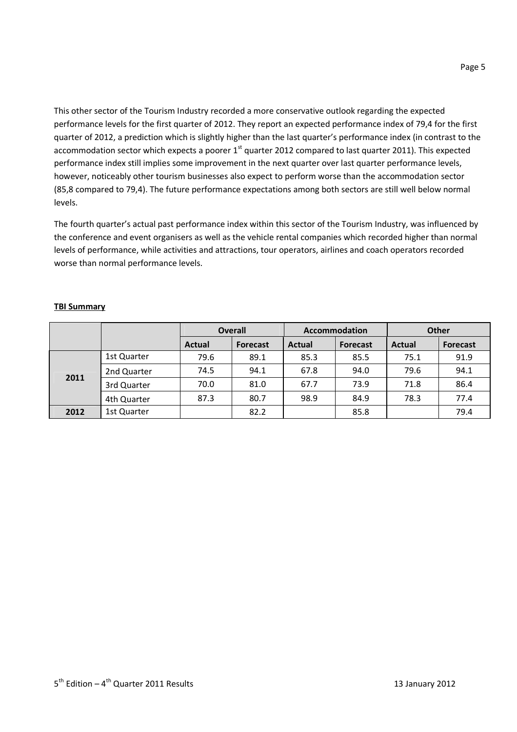This other sector of the Tourism Industry recorded a more conservative outlook regarding the expected performance levels for the first quarter of 2012. They report an expected performance index of 79,4 for the first quarter of 2012, a prediction which is slightly higher than the last quarter's performance index (in contrast to the accommodation sector which expects a poorer 1st quarter 2012 compared to last quarter 2011). This expected performance index still implies some improvement in the next quarter over last quarter performance levels, however, noticeably other tourism businesses also expect to perform worse than the accommodation sector (85,8 compared to 79,4). The future performance expectations among both sectors are still well below normal levels.

The fourth quarter's actual past performance index within this sector of the Tourism Industry, was influenced by the conference and event organisers as well as the vehicle rental companies which recorded higher than normal levels of performance, while activities and attractions, tour operators, airlines and coach operators recorded worse than normal performance levels.

**TBI Summary**

| | | Overall | | Accommodation | | Other | |
|---|---|---|---|---|---|---|---|
| | | **Actual** | **Forecast** | **Actual** | **Forecast** | **Actual** | **Forecast** |
| **2011** | 1st Quarter | 79.6 | 89.1 | 85.3 | 85.5 | 75.1 | 91.9 |
| | 2nd Quarter | 74.5 | 94.1 | 67.8 | 94.0 | 79.6 | 94.1 |
| | 3rd Quarter | 70.0 | 81.0 | 67.7 | 73.9 | 71.8 | 86.4 |
| | 4th Quarter | 87.3 | 80.7 | 98.9 | 84.9 | 78.3 | 77.4 |
| **2012** | 1st Quarter | | 82.2 | | 85.8 | | 79.4 |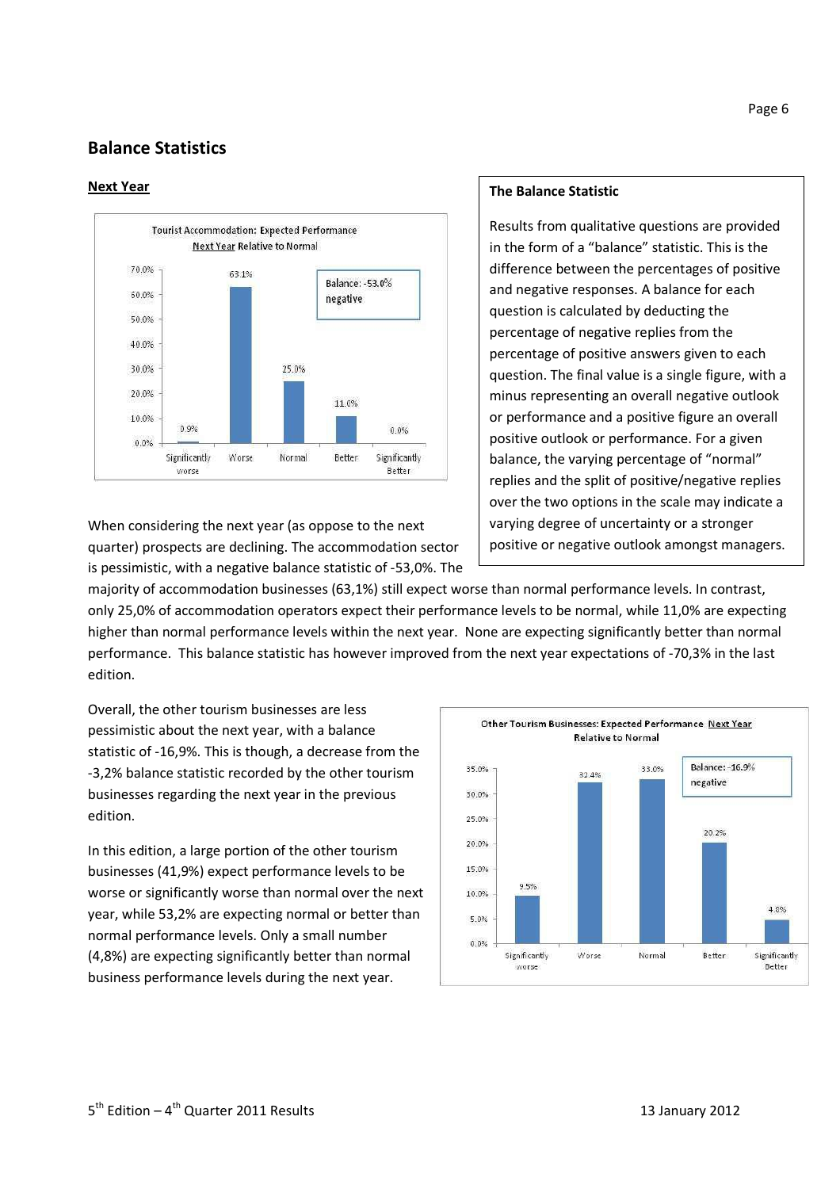## Balance Statistics

### Next Year

When considering the next year (as oppose to the next quarter) prospects are declining. The accommodation sector is pessimistic, with a negative balance statistic of -53,0%. The majority of accommodation businesses (63,1%) still expect worse than normal performance levels. In contrast, only 25,0% of accommodation operators expect their performance levels to be normal, while 11,0% are expecting higher than normal performance levels within the next year. None are expecting significantly better than normal performance. This balance statistic has however improved from the next year expectations of -70,3% in the last edition.

**The Balance Statistic**

Results from qualitative questions are provided in the form of a "balance" statistic. This is the difference between the percentages of positive and negative responses. A balance for each question is calculated by deducting the percentage of negative replies from the percentage of positive answers given to each question. The final value is a single figure, with a minus representing an overall negative outlook or performance and a positive figure an overall positive outlook or performance. For a given balance, the varying percentage of "normal" replies and the split of positive/negative replies over the two options in the scale may indicate a varying degree of uncertainty or a stronger positive or negative outlook amongst managers.

Overall, the other tourism businesses are less pessimistic about the next year, with a balance statistic of -16,9%. This is though, a decrease from the -3,2% balance statistic recorded by the other tourism businesses regarding the next year in the previous edition.

In this edition, a large portion of the other tourism businesses (41,9%) expect performance levels to be worse or significantly worse than normal over the next year, while 53,2% are expecting normal or better than normal performance levels. Only a small number (4,8%) are expecting significantly better than normal business performance levels during the next year.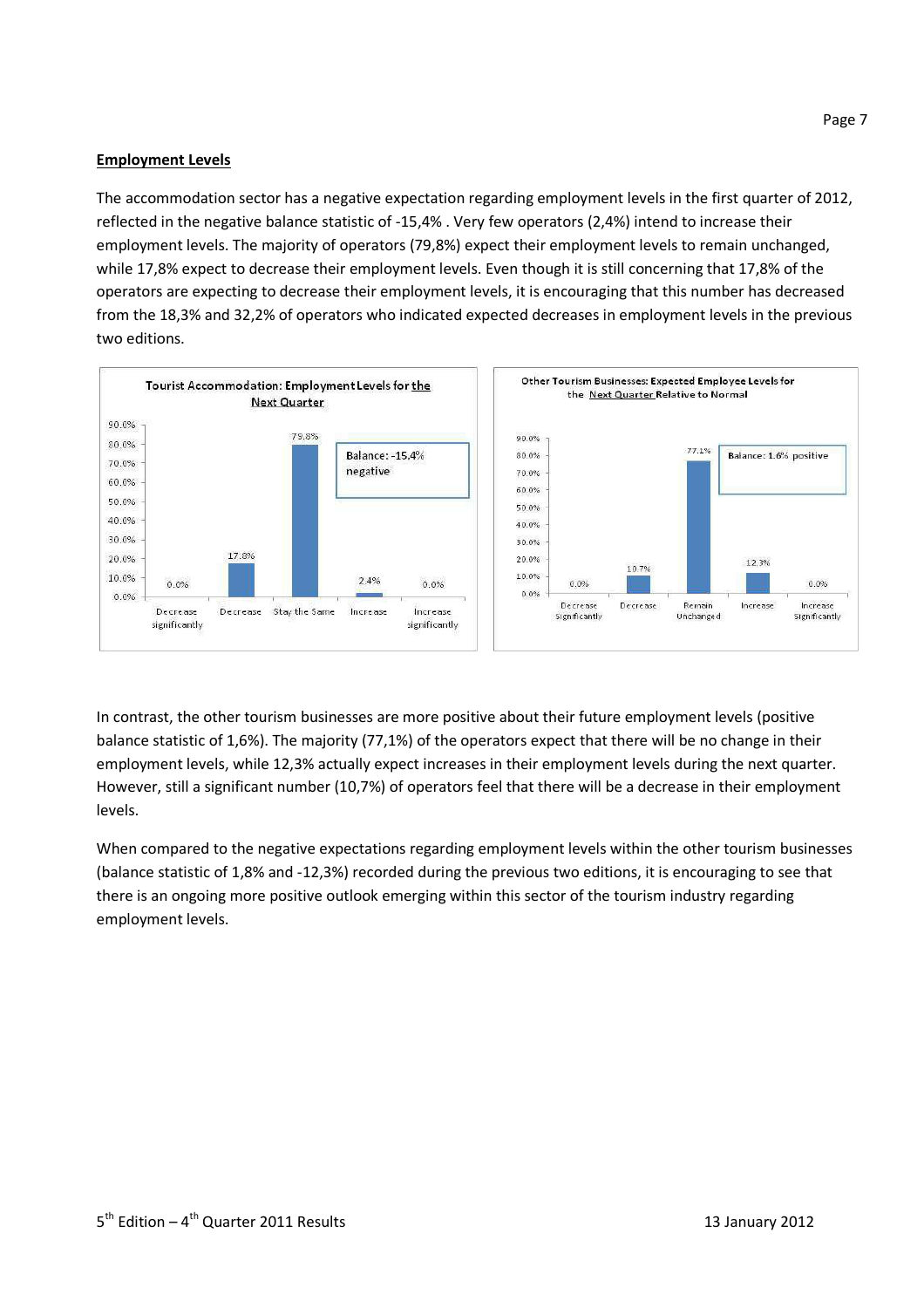## Employment Levels

The accommodation sector has a negative expectation regarding employment levels in the first quarter of 2012, reflected in the negative balance statistic of -15,4% . Very few operators (2,4%) intend to increase their employment levels. The majority of operators (79,8%) expect their employment levels to remain unchanged, while 17,8% expect to decrease their employment levels. Even though it is still concerning that 17,8% of the operators are expecting to decrease their employment levels, it is encouraging that this number has decreased from the 18,3% and 32,2% of operators who indicated expected decreases in employment levels in the previous two editions.

**Tourist Accommodation: Employment Levels for the Next Quarter**

| Decrease significantly | Decrease | Stay the Same | Increase | Increase significantly |
|---|---|---|---|---|
| 0.0% | 17.8% | 79.8% | 2.4% | 0.0% |

Balance: -15.4% negative

**Other Tourism Businesses: Expected Employee Levels for the Next Quarter Relative to Normal**

| Decrease Significantly | Decrease | Remain Unchanged | Increase | Increase Significantly |
|---|---|---|---|---|
| 0.0% | 10.7% | 77.1% | 12.3% | 0.0% |

Balance: 1.6% positive

In contrast, the other tourism businesses are more positive about their future employment levels (positive balance statistic of 1,6%). The majority (77,1%) of the operators expect that there will be no change in their employment levels, while 12,3% actually expect increases in their employment levels during the next quarter. However, still a significant number (10,7%) of operators feel that there will be a decrease in their employment levels.

When compared to the negative expectations regarding employment levels within the other tourism businesses (balance statistic of 1,8% and -12,3%) recorded during the previous two editions, it is encouraging to see that there is an ongoing more positive outlook emerging within this sector of the tourism industry regarding employment levels.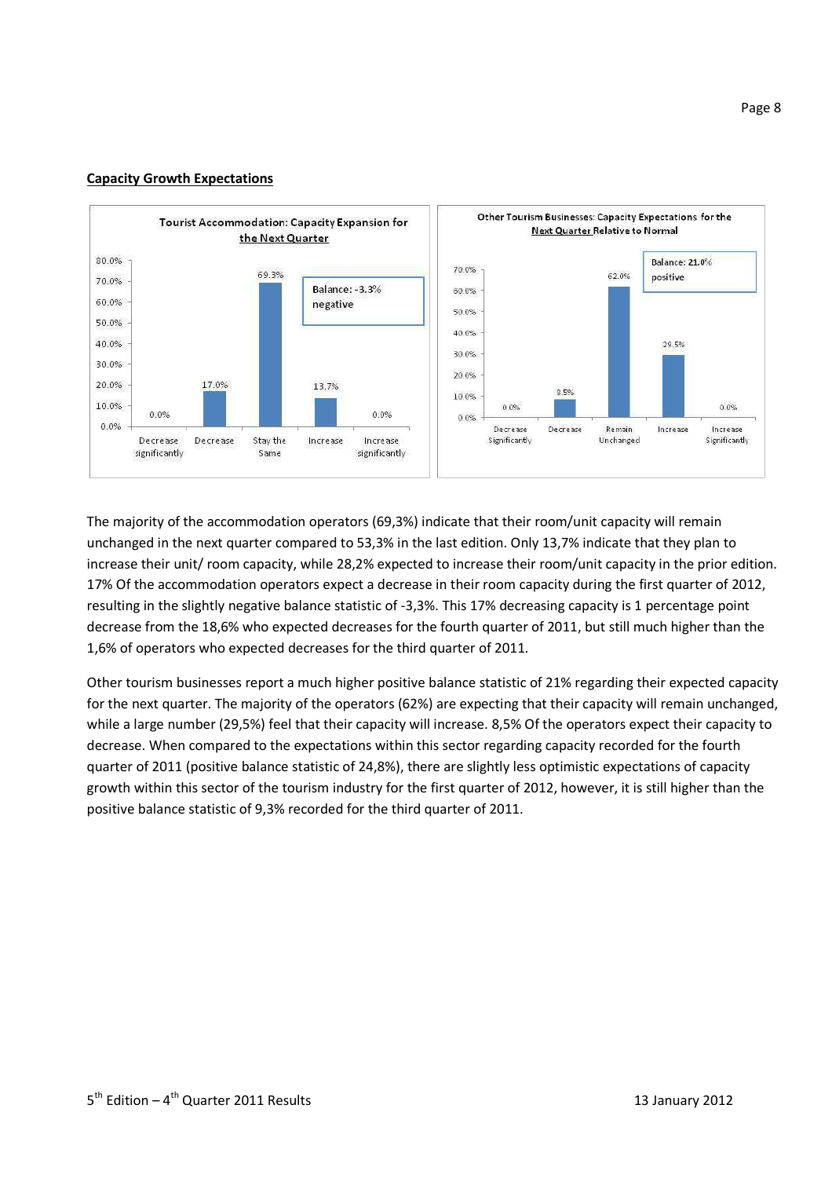**Capacity Growth Expectations**

**Tourist Accommodation: Capacity Expansion for the Next Quarter**

| Decrease significantly | Decrease | Stay the Same | Increase | Increase significantly |
|---|---|---|---|---|
| 0.0% | 17.0% | 69.3% | 13.7% | 0.0% |

Balance: -3.3% negative

**Other Tourism Businesses: Capacity Expectations for the Next Quarter Relative to Normal**

| Decrease Significantly | Decrease | Remain Unchanged | Increase | Increase Significantly |
|---|---|---|---|---|
| 0.0% | 8.5% | 62.0% | 29.5% | 0.0% |

Balance: 21.0% positive

The majority of the accommodation operators (69,3%) indicate that their room/unit capacity will remain unchanged in the next quarter compared to 53,3% in the last edition. Only 13,7% indicate that they plan to increase their unit/ room capacity, while 28,2% expected to increase their room/unit capacity in the prior edition. 17% Of the accommodation operators expect a decrease in their room capacity during the first quarter of 2012, resulting in the slightly negative balance statistic of -3,3%. This 17% decreasing capacity is 1 percentage point decrease from the 18,6% who expected decreases for the fourth quarter of 2011, but still much higher than the 1,6% of operators who expected decreases for the third quarter of 2011.

Other tourism businesses report a much higher positive balance statistic of 21% regarding their expected capacity for the next quarter. The majority of the operators (62%) are expecting that their capacity will remain unchanged, while a large number (29,5%) feel that their capacity will increase. 8,5% Of the operators expect their capacity to decrease. When compared to the expectations within this sector regarding capacity recorded for the fourth quarter of 2011 (positive balance statistic of 24,8%), there are slightly less optimistic expectations of capacity growth within this sector of the tourism industry for the first quarter of 2012, however, it is still higher than the positive balance statistic of 9,3% recorded for the third quarter of 2011.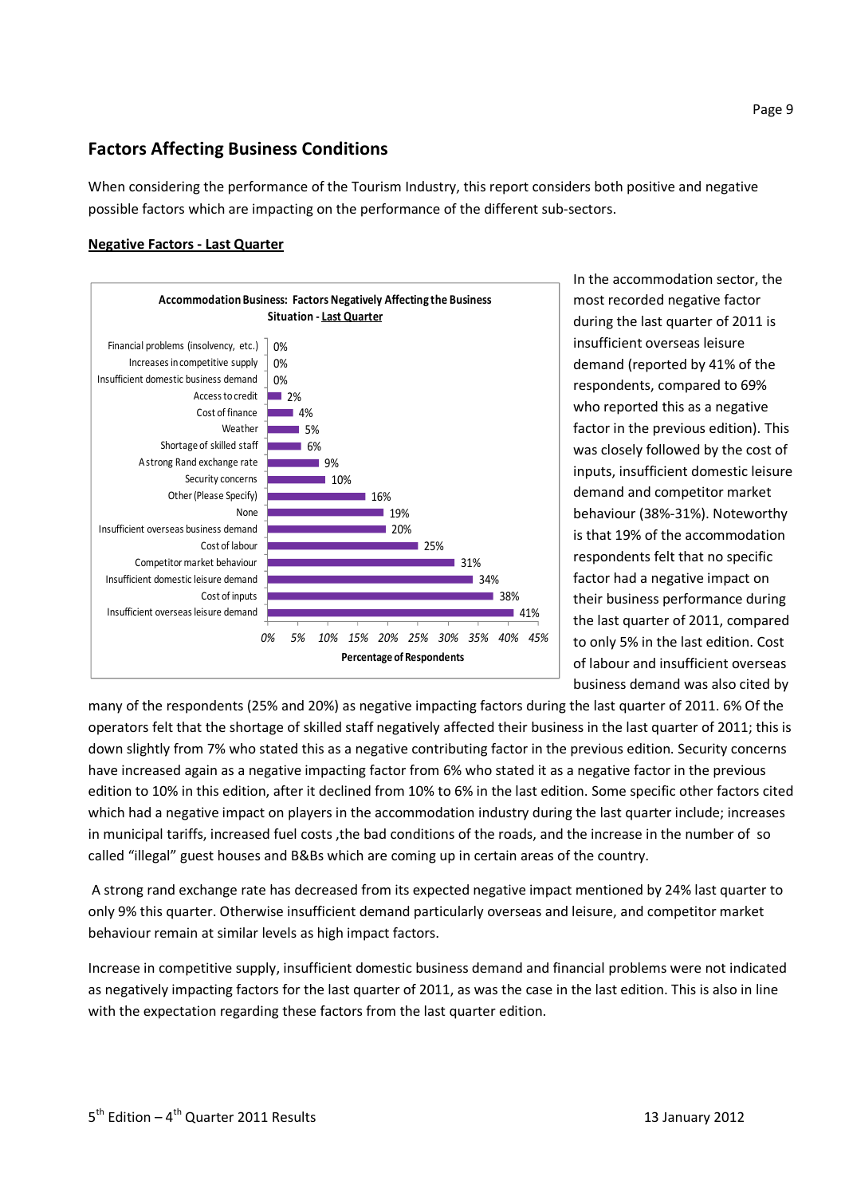## Factors Affecting Business Conditions

When considering the performance of the Tourism Industry, this report considers both positive and negative possible factors which are impacting on the performance of the different sub-sectors.

**Negative Factors - Last Quarter**

**Accommodation Business: Factors Negatively Affecting the Business Situation - Last Quarter**

| Factor | Percentage of Respondents |
|---|---|
| Financial problems (insolvency, etc.) | 0% |
| Increases in competitive supply | 0% |
| Insufficient domestic business demand | 0% |
| Access to credit | 2% |
| Cost of finance | 4% |
| Weather | 5% |
| Shortage of skilled staff | 6% |
| A strong Rand exchange rate | 9% |
| Security concerns | 10% |
| Other (Please Specify) | 16% |
| None | 19% |
| Insufficient overseas business demand | 20% |
| Cost of labour | 25% |
| Competitor market behaviour | 31% |
| Insufficient domestic leisure demand | 34% |
| Cost of inputs | 38% |
| Insufficient overseas leisure demand | 41% |

In the accommodation sector, the most recorded negative factor during the last quarter of 2011 is insufficient overseas leisure demand (reported by 41% of the respondents, compared to 69% who reported this as a negative factor in the previous edition). This was closely followed by the cost of inputs, insufficient domestic leisure demand and competitor market behaviour (38%-31%). Noteworthy is that 19% of the accommodation respondents felt that no specific factor had a negative impact on their business performance during the last quarter of 2011, compared to only 5% in the last edition. Cost of labour and insufficient overseas business demand was also cited by many of the respondents (25% and 20%) as negative impacting factors during the last quarter of 2011. 6% Of the operators felt that the shortage of skilled staff negatively affected their business in the last quarter of 2011; this is down slightly from 7% who stated this as a negative contributing factor in the previous edition. Security concerns have increased again as a negative impacting factor from 6% who stated it as a negative factor in the previous edition to 10% in this edition, after it declined from 10% to 6% in the last edition. Some specific other factors cited which had a negative impact on players in the accommodation industry during the last quarter include; increases in municipal tariffs, increased fuel costs ,the bad conditions of the roads, and the increase in the number of so called "illegal" guest houses and B&Bs which are coming up in certain areas of the country.

A strong rand exchange rate has decreased from its expected negative impact mentioned by 24% last quarter to only 9% this quarter. Otherwise insufficient demand particularly overseas and leisure, and competitor market behaviour remain at similar levels as high impact factors.

Increase in competitive supply, insufficient domestic business demand and financial problems were not indicated as negatively impacting factors for the last quarter of 2011, as was the case in the last edition. This is also in line with the expectation regarding these factors from the last quarter edition.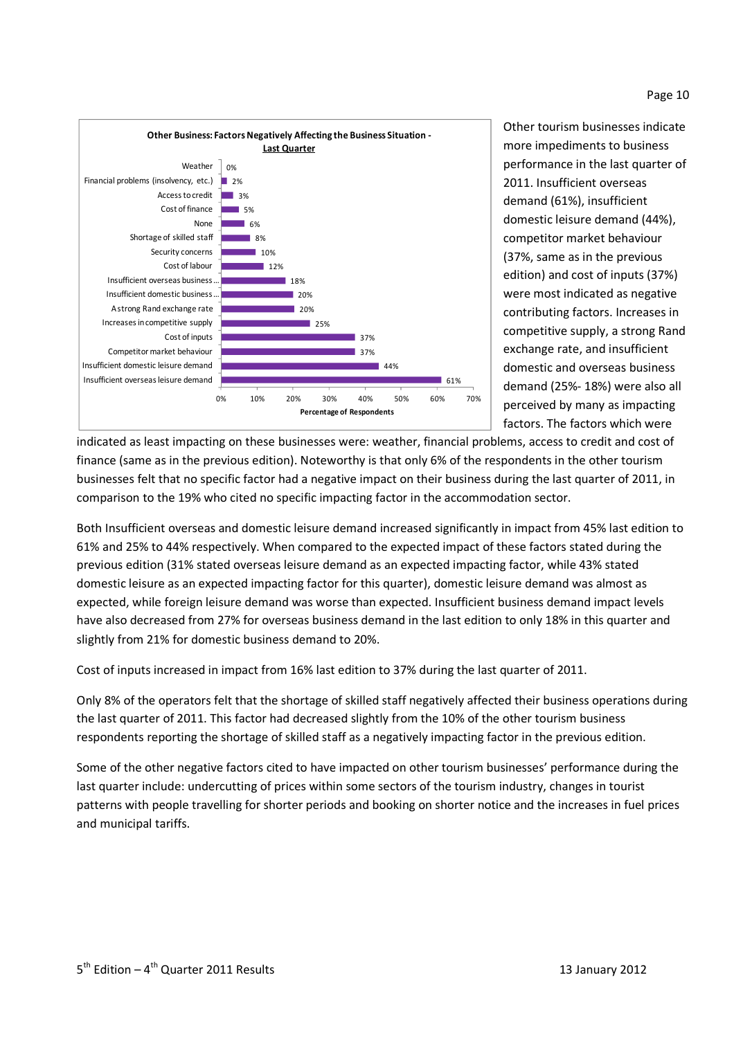**Other Business: Factors Negatively Affecting the Business Situation - Last Quarter**

| Factor | Percentage of Respondents |
|---|---|
| Weather | 0% |
| Financial problems (insolvency, etc.) | 2% |
| Access to credit | 3% |
| Cost of finance | 5% |
| None | 6% |
| Shortage of skilled staff | 8% |
| Security concerns | 10% |
| Cost of labour | 12% |
| Insufficient overseas business... | 18% |
| Insufficient domestic business... | 20% |
| A strong Rand exchange rate | 20% |
| Increases in competitive supply | 25% |
| Cost of inputs | 37% |
| Competitor market behaviour | 37% |
| Insufficient domestic leisure demand | 44% |
| Insufficient overseas leisure demand | 61% |

Other tourism businesses indicate more impediments to business performance in the last quarter of 2011. Insufficient overseas demand (61%), insufficient domestic leisure demand (44%), competitor market behaviour (37%, same as in the previous edition) and cost of inputs (37%) were most indicated as negative contributing factors. Increases in competitive supply, a strong Rand exchange rate, and insufficient domestic and overseas business demand (25%- 18%) were also all perceived by many as impacting factors. The factors which were indicated as least impacting on these businesses were: weather, financial problems, access to credit and cost of finance (same as in the previous edition). Noteworthy is that only 6% of the respondents in the other tourism businesses felt that no specific factor had a negative impact on their business during the last quarter of 2011, in comparison to the 19% who cited no specific impacting factor in the accommodation sector.

Both Insufficient overseas and domestic leisure demand increased significantly in impact from 45% last edition to 61% and 25% to 44% respectively. When compared to the expected impact of these factors stated during the previous edition (31% stated overseas leisure demand as an expected impacting factor, while 43% stated domestic leisure as an expected impacting factor for this quarter), domestic leisure demand was almost as expected, while foreign leisure demand was worse than expected. Insufficient business demand impact levels have also decreased from 27% for overseas business demand in the last edition to only 18% in this quarter and slightly from 21% for domestic business demand to 20%.

Cost of inputs increased in impact from 16% last edition to 37% during the last quarter of 2011.

Only 8% of the operators felt that the shortage of skilled staff negatively affected their business operations during the last quarter of 2011. This factor had decreased slightly from the 10% of the other tourism business respondents reporting the shortage of skilled staff as a negatively impacting factor in the previous edition.

Some of the other negative factors cited to have impacted on other tourism businesses' performance during the last quarter include: undercutting of prices within some sectors of the tourism industry, changes in tourist patterns with people travelling for shorter periods and booking on shorter notice and the increases in fuel prices and municipal tariffs.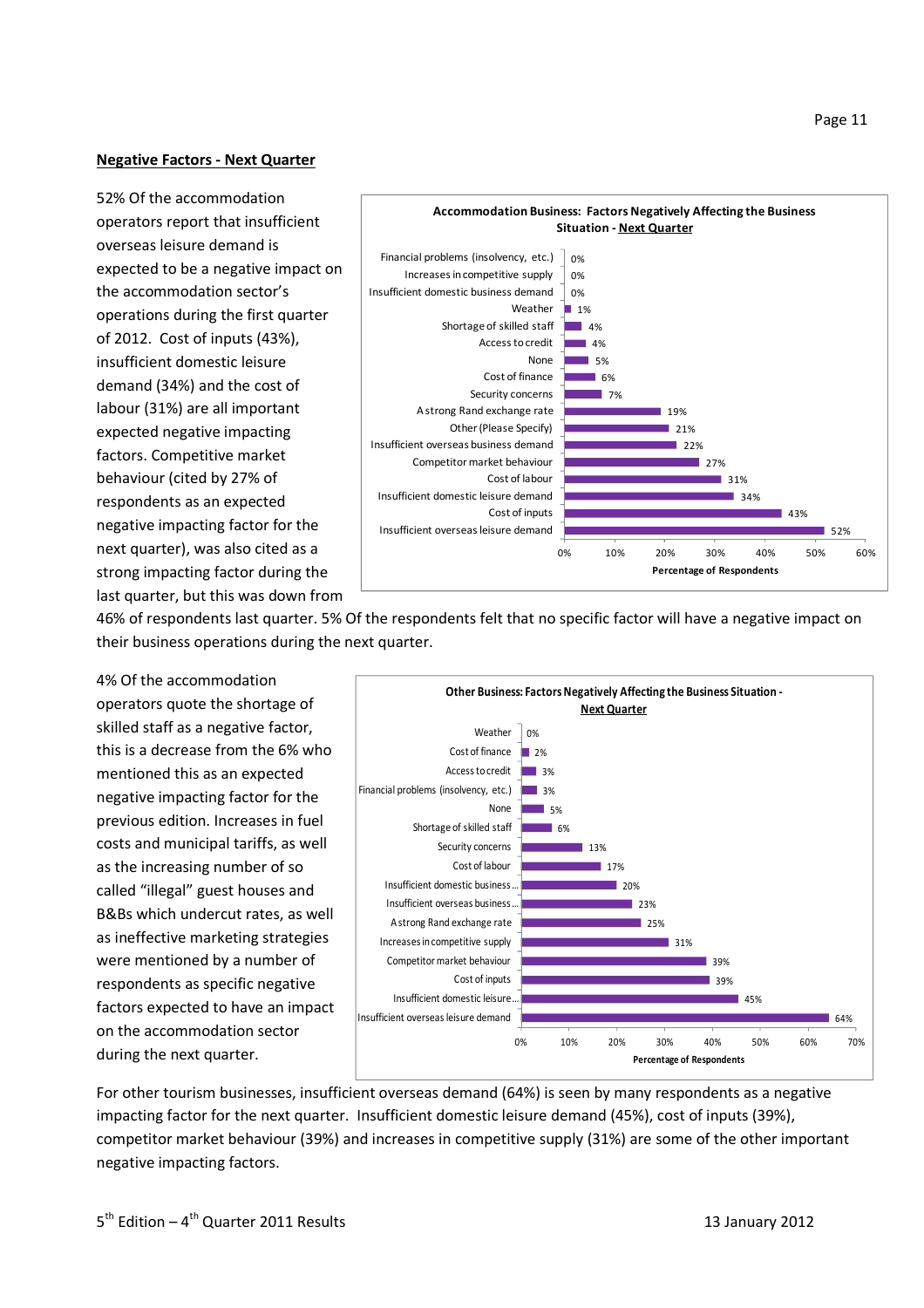## Negative Factors - Next Quarter

52% Of the accommodation operators report that insufficient overseas leisure demand is expected to be a negative impact on the accommodation sector's operations during the first quarter of 2012. Cost of inputs (43%), insufficient domestic leisure demand (34%) and the cost of labour (31%) are all important expected negative impacting factors. Competitive market behaviour (cited by 27% of respondents as an expected negative impacting factor for the next quarter), was also cited as a strong impacting factor during the last quarter, but this was down from 46% of respondents last quarter. 5% Of the respondents felt that no specific factor will have a negative impact on their business operations during the next quarter.

**Accommodation Business: Factors Negatively Affecting the Business Situation - Next Quarter**

| Factor | Percentage of Respondents |
|---|---|
| Financial problems (insolvency, etc.) | 0% |
| Increases in competitive supply | 0% |
| Insufficient domestic business demand | 0% |
| Weather | 1% |
| Shortage of skilled staff | 4% |
| Access to credit | 4% |
| None | 5% |
| Cost of finance | 6% |
| Security concerns | 7% |
| A strong Rand exchange rate | 19% |
| Other (Please Specify) | 21% |
| Insufficient overseas business demand | 22% |
| Competitor market behaviour | 27% |
| Cost of labour | 31% |
| Insufficient domestic leisure demand | 34% |
| Cost of inputs | 43% |
| Insufficient overseas leisure demand | 52% |

4% Of the accommodation operators quote the shortage of skilled staff as a negative factor, this is a decrease from the 6% who mentioned this as an expected negative impacting factor for the previous edition. Increases in fuel costs and municipal tariffs, as well as the increasing number of so called "illegal" guest houses and B&Bs which undercut rates, as well as ineffective marketing strategies were mentioned by a number of respondents as specific negative factors expected to have an impact on the accommodation sector during the next quarter.

**Other Business: Factors Negatively Affecting the Business Situation - Next Quarter**

| Factor | Percentage of Respondents |
|---|---|
| Weather | 0% |
| Cost of finance | 2% |
| Access to credit | 3% |
| Financial problems (insolvency, etc.) | 3% |
| None | 5% |
| Shortage of skilled staff | 6% |
| Security concerns | 13% |
| Cost of labour | 17% |
| Insufficient domestic business... | 20% |
| Insufficient overseas business... | 23% |
| A strong Rand exchange rate | 25% |
| Increases in competitive supply | 31% |
| Competitor market behaviour | 39% |
| Cost of inputs | 39% |
| Insufficient domestic leisure... | 45% |
| Insufficient overseas leisure demand | 64% |

For other tourism businesses, insufficient overseas demand (64%) is seen by many respondents as a negative impacting factor for the next quarter. Insufficient domestic leisure demand (45%), cost of inputs (39%), competitor market behaviour (39%) and increases in competitive supply (31%) are some of the other important negative impacting factors.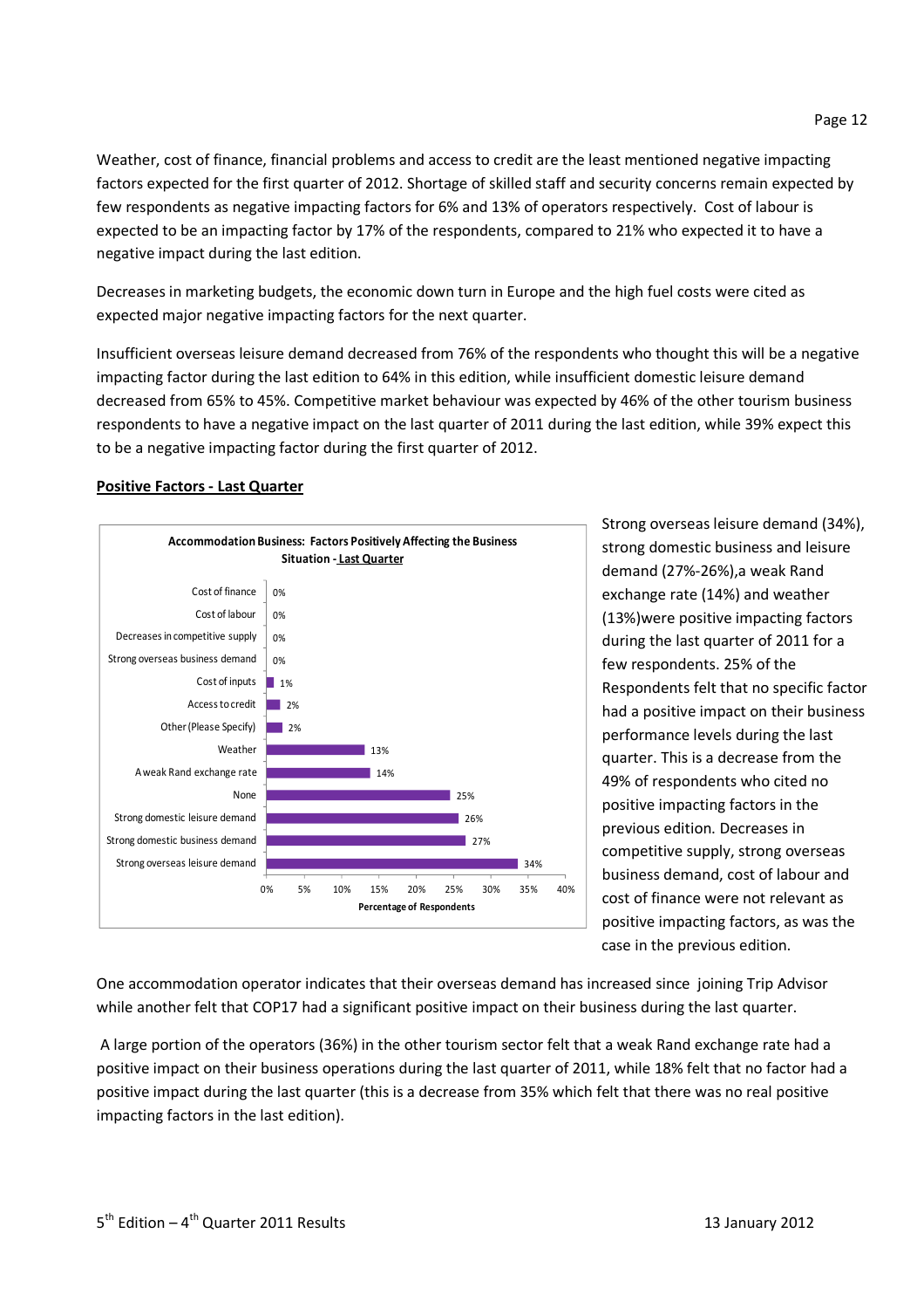Weather, cost of finance, financial problems and access to credit are the least mentioned negative impacting factors expected for the first quarter of 2012. Shortage of skilled staff and security concerns remain expected by few respondents as negative impacting factors for 6% and 13% of operators respectively. Cost of labour is expected to be an impacting factor by 17% of the respondents, compared to 21% who expected it to have a negative impact during the last edition.

Decreases in marketing budgets, the economic down turn in Europe and the high fuel costs were cited as expected major negative impacting factors for the next quarter.

Insufficient overseas leisure demand decreased from 76% of the respondents who thought this will be a negative impacting factor during the last edition to 64% in this edition, while insufficient domestic leisure demand decreased from 65% to 45%. Competitive market behaviour was expected by 46% of the other tourism business respondents to have a negative impact on the last quarter of 2011 during the last edition, while 39% expect this to be a negative impacting factor during the first quarter of 2012.

## Positive Factors - Last Quarter

**Accommodation Business: Factors Positively Affecting the Business Situation - Last Quarter**

| Factor | Percentage of Respondents |
| --- | --- |
| Cost of finance | 0% |
| Cost of labour | 0% |
| Decreases in competitive supply | 0% |
| Strong overseas business demand | 0% |
| Cost of inputs | 1% |
| Access to credit | 2% |
| Other (Please Specify) | 2% |
| Weather | 13% |
| A weak Rand exchange rate | 14% |
| None | 25% |
| Strong domestic leisure demand | 26% |
| Strong domestic business demand | 27% |
| Strong overseas leisure demand | 34% |

Strong overseas leisure demand (34%), strong domestic business and leisure demand (27%-26%),a weak Rand exchange rate (14%) and weather (13%)were positive impacting factors during the last quarter of 2011 for a few respondents. 25% of the Respondents felt that no specific factor had a positive impact on their business performance levels during the last quarter. This is a decrease from the 49% of respondents who cited no positive impacting factors in the previous edition. Decreases in competitive supply, strong overseas business demand, cost of labour and cost of finance were not relevant as positive impacting factors, as was the case in the previous edition.

One accommodation operator indicates that their overseas demand has increased since joining Trip Advisor while another felt that COP17 had a significant positive impact on their business during the last quarter.

A large portion of the operators (36%) in the other tourism sector felt that a weak Rand exchange rate had a positive impact on their business operations during the last quarter of 2011, while 18% felt that no factor had a positive impact during the last quarter (this is a decrease from 35% which felt that there was no real positive impacting factors in the last edition).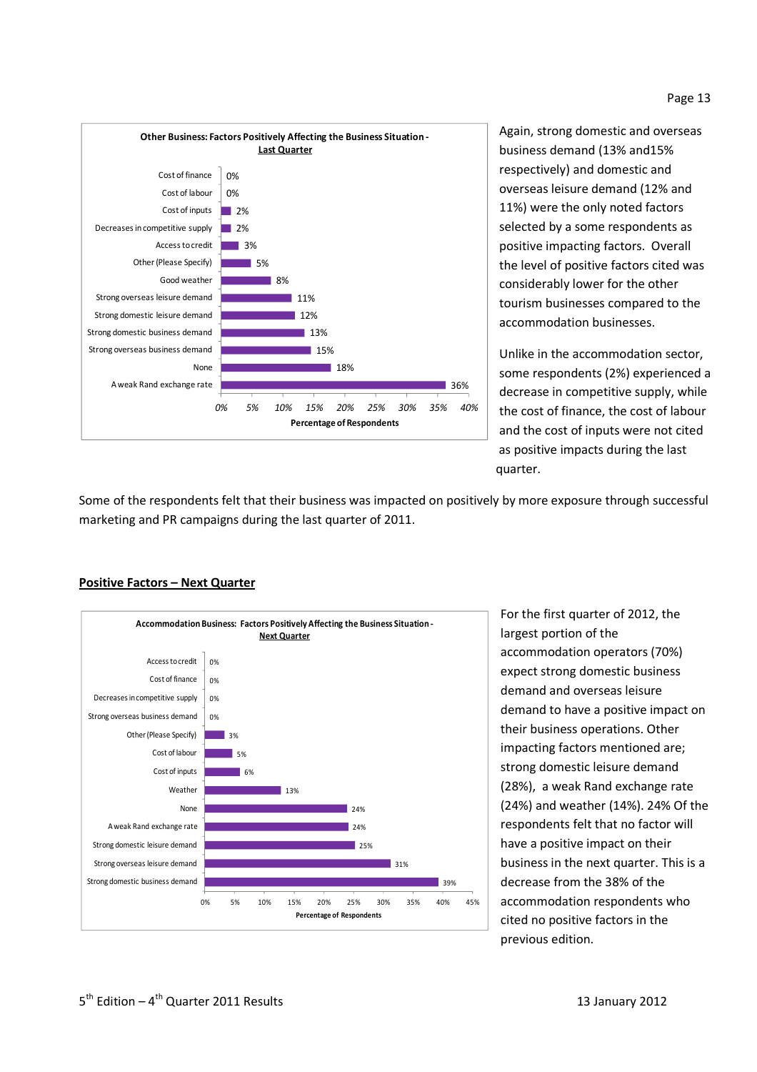**Other Business: Factors Positively Affecting the Business Situation - Last Quarter**

| Factor | Percentage of Respondents |
|---|---|
| Cost of finance | 0% |
| Cost of labour | 0% |
| Cost of inputs | 2% |
| Decreases in competitive supply | 2% |
| Access to credit | 3% |
| Other (Please Specify) | 5% |
| Good weather | 8% |
| Strong overseas leisure demand | 11% |
| Strong domestic leisure demand | 12% |
| Strong domestic business demand | 13% |
| Strong overseas business demand | 15% |
| None | 18% |
| A weak Rand exchange rate | 36% |

Again, strong domestic and overseas business demand (13% and15% respectively) and domestic and overseas leisure demand (12% and 11%) were the only noted factors selected by a some respondents as positive impacting factors. Overall the level of positive factors cited was considerably lower for the other tourism businesses compared to the accommodation businesses.

Unlike in the accommodation sector, some respondents (2%) experienced a decrease in competitive supply, while the cost of finance, the cost of labour and the cost of inputs were not cited as positive impacts during the last quarter.

Some of the respondents felt that their business was impacted on positively by more exposure through successful marketing and PR campaigns during the last quarter of 2011.

## Positive Factors – Next Quarter

**Accommodation Business: Factors Positively Affecting the Business Situation - Next Quarter**

| Factor | Percentage of Respondents |
|---|---|
| Access to credit | 0% |
| Cost of finance | 0% |
| Decreases in competitive supply | 0% |
| Strong overseas business demand | 0% |
| Other (Please Specify) | 3% |
| Cost of labour | 5% |
| Cost of inputs | 6% |
| Weather | 13% |
| None | 24% |
| A weak Rand exchange rate | 24% |
| Strong domestic leisure demand | 25% |
| Strong overseas leisure demand | 31% |
| Strong domestic business demand | 39% |

For the first quarter of 2012, the largest portion of the accommodation operators (70%) expect strong domestic business demand and overseas leisure demand to have a positive impact on their business operations. Other impacting factors mentioned are; strong domestic leisure demand (28%), a weak Rand exchange rate (24%) and weather (14%). 24% Of the respondents felt that no factor will have a positive impact on their business in the next quarter. This is a decrease from the 38% of the accommodation respondents who cited no positive factors in the previous edition.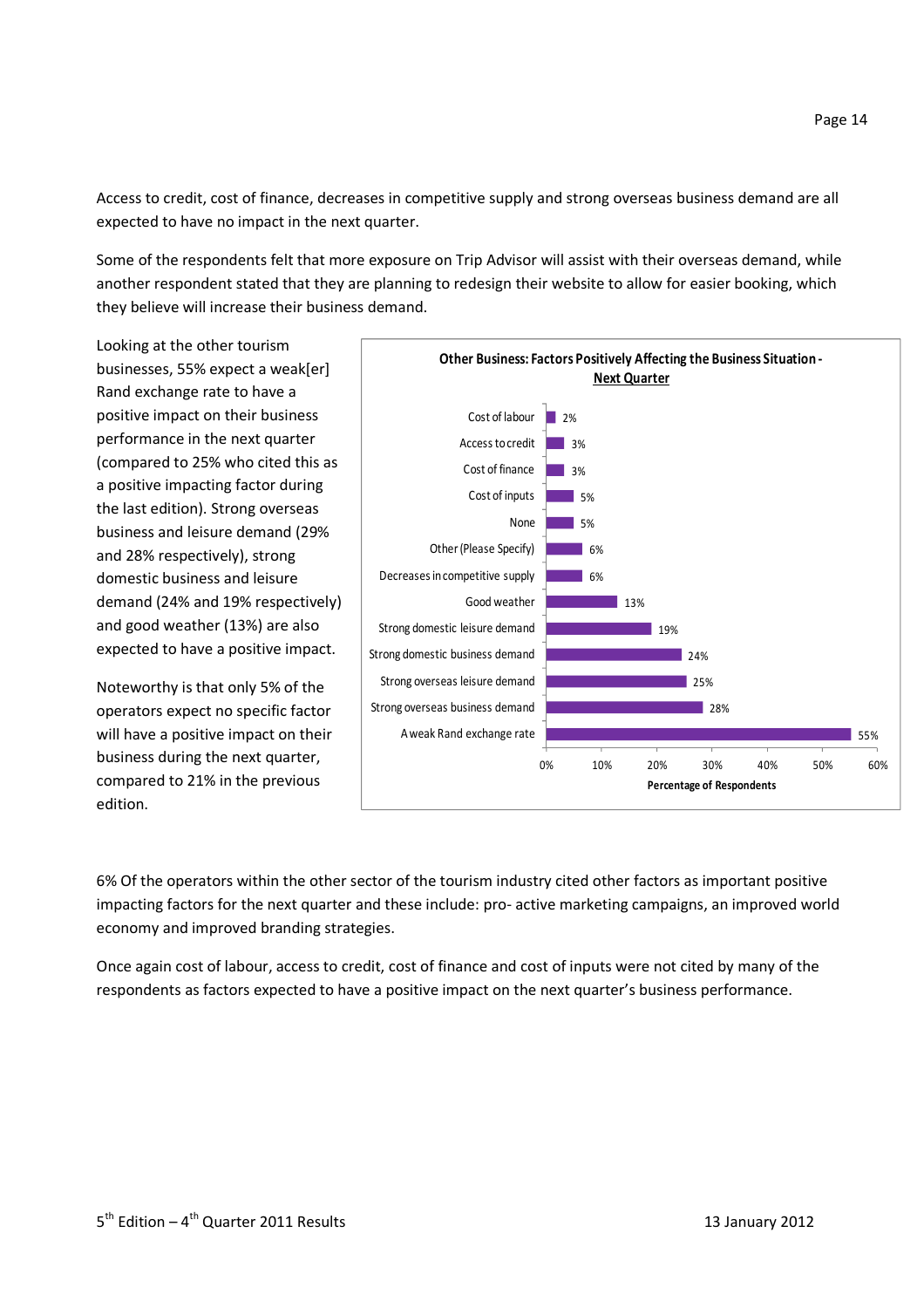Access to credit, cost of finance, decreases in competitive supply and strong overseas business demand are all expected to have no impact in the next quarter.

Some of the respondents felt that more exposure on Trip Advisor will assist with their overseas demand, while another respondent stated that they are planning to redesign their website to allow for easier booking, which they believe will increase their business demand.

Looking at the other tourism businesses, 55% expect a weak[er] Rand exchange rate to have a positive impact on their business performance in the next quarter (compared to 25% who cited this as a positive impacting factor during the last edition). Strong overseas business and leisure demand (29% and 28% respectively), strong domestic business and leisure demand (24% and 19% respectively) and good weather (13%) are also expected to have a positive impact.

Noteworthy is that only 5% of the operators expect no specific factor will have a positive impact on their business during the next quarter, compared to 21% in the previous edition.

**Other Business: Factors Positively Affecting the Business Situation - Next Quarter**

| Factor | Percentage of Respondents |
| --- | --- |
| Cost of labour | 2% |
| Access to credit | 3% |
| Cost of finance | 3% |
| Cost of inputs | 5% |
| None | 5% |
| Other (Please Specify) | 6% |
| Decreases in competitive supply | 6% |
| Good weather | 13% |
| Strong domestic leisure demand | 19% |
| Strong domestic business demand | 24% |
| Strong overseas leisure demand | 25% |
| Strong overseas business demand | 28% |
| A weak Rand exchange rate | 55% |

6% Of the operators within the other sector of the tourism industry cited other factors as important positive impacting factors for the next quarter and these include: pro- active marketing campaigns, an improved world economy and improved branding strategies.

Once again cost of labour, access to credit, cost of finance and cost of inputs were not cited by many of the respondents as factors expected to have a positive impact on the next quarter's business performance.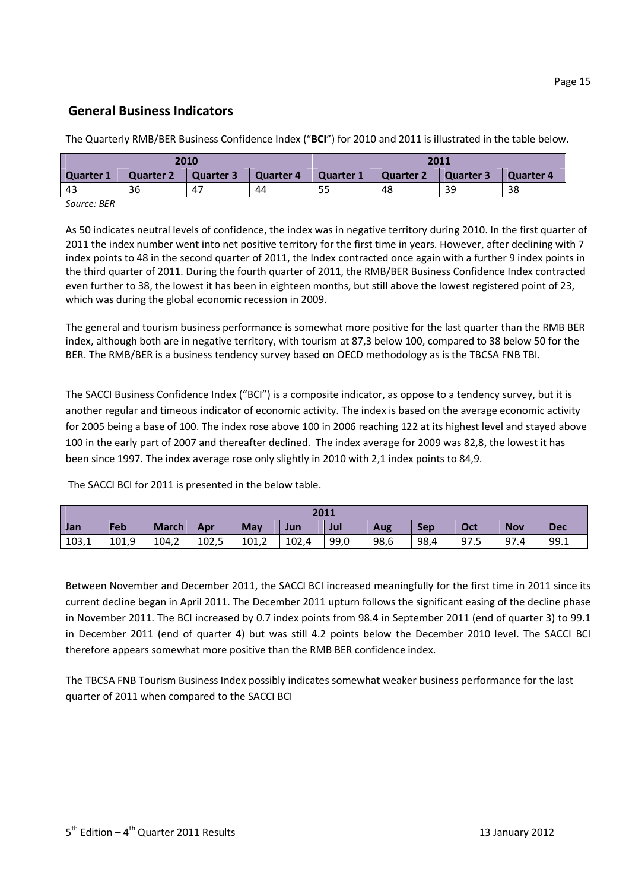## General Business Indicators

The Quarterly RMB/BER Business Confidence Index ("**BCI**") for 2010 and 2011 is illustrated in the table below.

| 2010 | | | | 2011 | | | |
|---|---|---|---|---|---|---|---|
| **Quarter 1** | **Quarter 2** | **Quarter 3** | **Quarter 4** | **Quarter 1** | **Quarter 2** | **Quarter 3** | **Quarter 4** |
| 43 | 36 | 47 | 44 | 55 | 48 | 39 | 38 |

*Source: BER*

As 50 indicates neutral levels of confidence, the index was in negative territory during 2010. In the first quarter of 2011 the index number went into net positive territory for the first time in years. However, after declining with 7 index points to 48 in the second quarter of 2011, the Index contracted once again with a further 9 index points in the third quarter of 2011. During the fourth quarter of 2011, the RMB/BER Business Confidence Index contracted even further to 38, the lowest it has been in eighteen months, but still above the lowest registered point of 23, which was during the global economic recession in 2009.

The general and tourism business performance is somewhat more positive for the last quarter than the RMB BER index, although both are in negative territory, with tourism at 87,3 below 100, compared to 38 below 50 for the BER. The RMB/BER is a business tendency survey based on OECD methodology as is the TBCSA FNB TBI.

The SACCI Business Confidence Index ("BCI") is a composite indicator, as oppose to a tendency survey, but it is another regular and timeous indicator of economic activity. The index is based on the average economic activity for 2005 being a base of 100. The index rose above 100 in 2006 reaching 122 at its highest level and stayed above 100 in the early part of 2007 and thereafter declined. The index average for 2009 was 82,8, the lowest it has been since 1997. The index average rose only slightly in 2010 with 2,1 index points to 84,9.

The SACCI BCI for 2011 is presented in the below table.

| 2011 | | | | | | | | | | | |
|---|---|---|---|---|---|---|---|---|---|---|---|
| **Jan** | **Feb** | **March** | **Apr** | **May** | **Jun** | **Jul** | **Aug** | **Sep** | **Oct** | **Nov** | **Dec** |
| 103,1 | 101,9 | 104,2 | 102,5 | 101,2 | 102,4 | 99,0 | 98,6 | 98,4 | 97.5 | 97.4 | 99.1 |

Between November and December 2011, the SACCI BCI increased meaningfully for the first time in 2011 since its current decline began in April 2011. The December 2011 upturn follows the significant easing of the decline phase in November 2011. The BCI increased by 0.7 index points from 98.4 in September 2011 (end of quarter 3) to 99.1 in December 2011 (end of quarter 4) but was still 4.2 points below the December 2010 level. The SACCI BCI therefore appears somewhat more positive than the RMB BER confidence index.

The TBCSA FNB Tourism Business Index possibly indicates somewhat weaker business performance for the last quarter of 2011 when compared to the SACCI BCI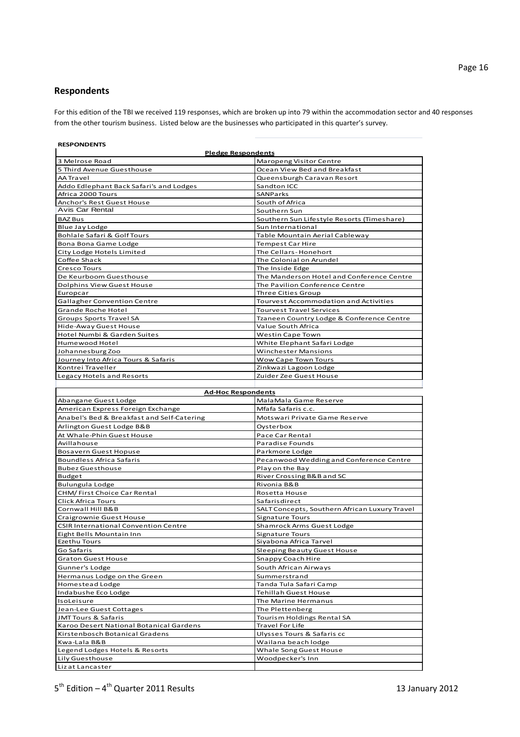## Respondents

For this edition of the TBI we received 119 responses, which are broken up into 79 within the accommodation sector and 40 responses from the other tourism business. Listed below are the businesses who participated in this quarter's survey.

**RESPONDENTS**

| Pledge Respondents | |
|---|---|
| 3 Melrose Road | Maropeng Visitor Centre |
| 5 Third Avenue Guesthouse | Ocean View Bed and Breakfast |
| AA Travel | Queensburgh Caravan Resort |
| Addo Edlephant Back Safari's and Lodges | Sandton ICC |
| Africa 2000 Tours | SANParks |
| Anchor's Rest Guest House | South of Africa |
| Avis Car Rental | Southern Sun |
| BAZ Bus | Southern Sun Lifestyle Resorts (Timeshare) |
| Blue Jay Lodge | Sun International |
| Bohlale Safari & Golf Tours | Table Mountain Aerial Cableway |
| Bona Bona Game Lodge | Tempest Car Hire |
| City Lodge Hotels Limited | The Cellars-Honehort |
| Coffee Shack | The Colonial on Arundel |
| Cresco Tours | The Inside Edge |
| De Keurboom Guesthouse | The Manderson Hotel and Conference Centre |
| Dolphins View Guest House | The Pavilion Conference Centre |
| Europcar | Three Cities Group |
| Gallagher Convention Centre | Tourvest Accommodation and Activities |
| Grande Roche Hotel | Tourvest Travel Services |
| Groups Sports Travel SA | Tzaneen Country Lodge & Conference Centre |
| Hide-Away Guest House | Value South Africa |
| Hotel Numbi & Garden Suites | Westin Cape Town |
| Humewood Hotel | White Elephant Safari Lodge |
| Johannesburg Zoo | Winchester Mansions |
| Journey Into Africa Tours & Safaris | Wow Cape Town Tours |
| Kontrei Traveller | Zinkwazi Lagoon Lodge |
| Legacy Hotels and Resorts | Zuider Zee Guest House |

| Ad-Hoc Respondents | |
|---|---|
| Abangane Guest Lodge | MalaMala Game Reserve |
| American Express Foreign Exchange | Mfafa Safaris c.c. |
| Anabel's Bed & Breakfast and Self-Catering | Motswari Private Game Reserve |
| Arlington Guest Lodge B&B | Oysterbox |
| At Whale-Phin Guest House | Pace Car Rental |
| Avillahouse | Paradise Founds |
| Bosavern Guest Hopuse | Parkmore Lodge |
| Boundless Africa Safaris | Pecanwood Wedding and Conference Centre |
| Bubez Guesthouse | Play on the Bay |
| Budget | River Crossing B&B and SC |
| Bulungula Lodge | Rivonia B&B |
| CHM/ First Choice Car Rental | Rosetta House |
| Click Africa Tours | Safarisdirect |
| Cornwall Hill B&B | SALT Concepts, Southern African Luxury Travel |
| Craigrownie Guest House | Signature Tours |
| CSIR International Convention Centre | Shamrock Arms Guest Lodge |
| Eight Bells Mountain Inn | Signature Tours |
| Ezethu Tours | Siyabona Africa Tarvel |
| Go Safaris | Sleeping Beauty Guest House |
| Graton Guest House | Snappy Coach Hire |
| Gunner's Lodge | South African Airways |
| Hermanus Lodge on the Green | Summerstrand |
| Homestead Lodge | Tanda Tula Safari Camp |
| Indabushe Eco Lodge | Tehillah Guest House |
| IsoLeisure | The Marine Hermanus |
| Jean-Lee Guest Cottages | The Plettenberg |
| JMT Tours & Safaris | Tourism Holdings Rental SA |
| Karoo Desert National Botanical Gardens | Travel For Life |
| Kirstenbosch Botanical Gradens | Ulysses Tours & Safaris cc |
| Kwa-Lala B&B | Wailana beach lodge |
| Legend Lodges Hotels & Resorts | Whale Song Guest House |
| Lily Guesthouse | Woodpecker's Inn |
| Liz at Lancaster | |